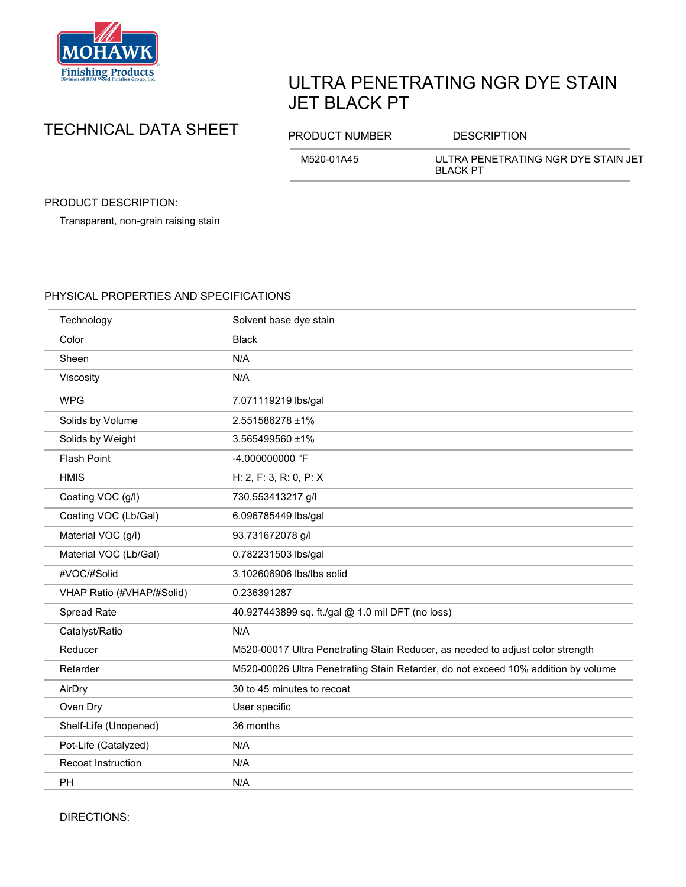Mohawk Finishing Products
Division of RPM Wood Finishes Group, Inc.

# ULTRA PENETRATING NGR DYE STAIN JET BLACK PT

## TECHNICAL DATA SHEET

| PRODUCT NUMBER | DESCRIPTION |
|---|---|
| M520-01A45 | ULTRA PENETRATING NGR DYE STAIN JET BLACK PT |

## PRODUCT DESCRIPTION:

Transparent, non-grain raising stain

## PHYSICAL PROPERTIES AND SPECIFICATIONS

| | |
|---|---|
| Technology | Solvent base dye stain |
| Color | Black |
| Sheen | N/A |
| Viscosity | N/A |
| WPG | 7.071119219 lbs/gal |
| Solids by Volume | 2.551586278 ±1% |
| Solids by Weight | 3.565499560 ±1% |
| Flash Point | -4.000000000 °F |
| HMIS | H: 2, F: 3, R: 0, P: X |
| Coating VOC (g/l) | 730.553413217 g/l |
| Coating VOC (Lb/Gal) | 6.096785449 lbs/gal |
| Material VOC (g/l) | 93.731672078 g/l |
| Material VOC (Lb/Gal) | 0.782231503 lbs/gal |
| #VOC/#Solid | 3.102606906 lbs/lbs solid |
| VHAP Ratio (#VHAP/#Solid) | 0.236391287 |
| Spread Rate | 40.927443899 sq. ft./gal @ 1.0 mil DFT (no loss) |
| Catalyst/Ratio | N/A |
| Reducer | M520-00017 Ultra Penetrating Stain Reducer, as needed to adjust color strength |
| Retarder | M520-00026 Ultra Penetrating Stain Retarder, do not exceed 10% addition by volume |
| AirDry | 30 to 45 minutes to recoat |
| Oven Dry | User specific |
| Shelf-Life (Unopened) | 36 months |
| Pot-Life (Catalyzed) | N/A |
| Recoat Instruction | N/A |
| PH | N/A |

## DIRECTIONS: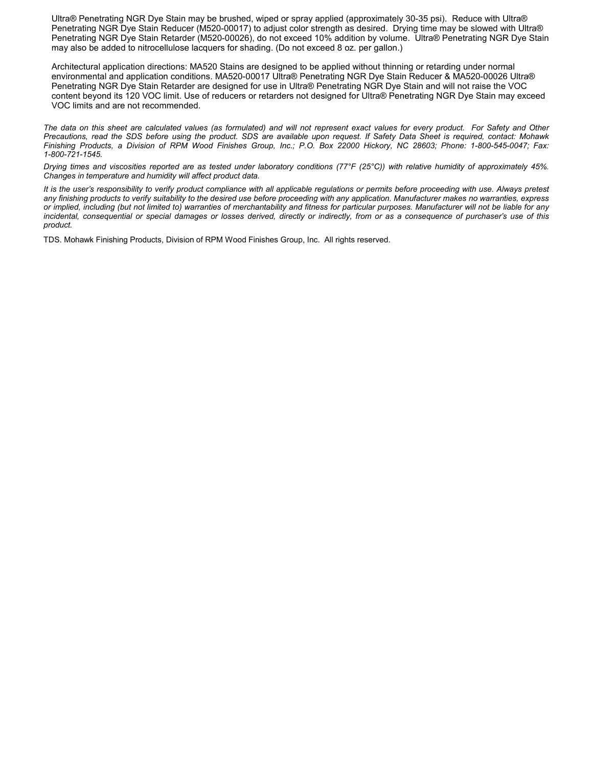Ultra® Penetrating NGR Dye Stain may be brushed, wiped or spray applied (approximately 30-35 psi). Reduce with Ultra® Penetrating NGR Dye Stain Reducer (M520-00017) to adjust color strength as desired. Drying time may be slowed with Ultra® Penetrating NGR Dye Stain Retarder (M520-00026), do not exceed 10% addition by volume. Ultra® Penetrating NGR Dye Stain may also be added to nitrocellulose lacquers for shading. (Do not exceed 8 oz. per gallon.)

Architectural application directions: MA520 Stains are designed to be applied without thinning or retarding under normal environmental and application conditions. MA520-00017 Ultra® Penetrating NGR Dye Stain Reducer & MA520-00026 Ultra® Penetrating NGR Dye Stain Retarder are designed for use in Ultra® Penetrating NGR Dye Stain and will not raise the VOC content beyond its 120 VOC limit. Use of reducers or retarders not designed for Ultra® Penetrating NGR Dye Stain may exceed VOC limits and are not recommended.

*The data on this sheet are calculated values (as formulated) and will not represent exact values for every product. For Safety and Other Precautions, read the SDS before using the product. SDS are available upon request. If Safety Data Sheet is required, contact: Mohawk Finishing Products, a Division of RPM Wood Finishes Group, Inc.; P.O. Box 22000 Hickory, NC 28603; Phone: 1-800-545-0047; Fax: 1-800-721-1545.*

*Drying times and viscosities reported are as tested under laboratory conditions (77°F (25°C)) with relative humidity of approximately 45%. Changes in temperature and humidity will affect product data.*

*It is the user's responsibility to verify product compliance with all applicable regulations or permits before proceeding with use. Always pretest any finishing products to verify suitability to the desired use before proceeding with any application. Manufacturer makes no warranties, express or implied, including (but not limited to) warranties of merchantability and fitness for particular purposes. Manufacturer will not be liable for any incidental, consequential or special damages or losses derived, directly or indirectly, from or as a consequence of purchaser's use of this product.*

TDS. Mohawk Finishing Products, Division of RPM Wood Finishes Group, Inc. All rights reserved.